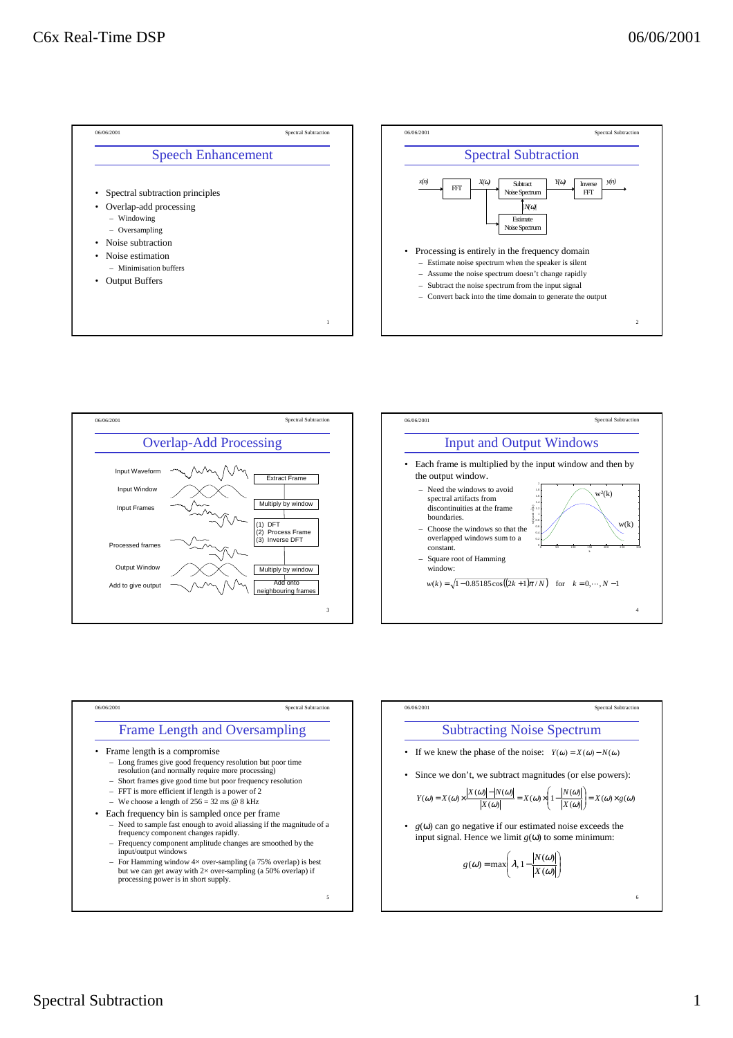## Speech Enhancement

- Spectral subtraction principles
- Overlap-add processing
  - Windowing
  - Oversampling
- Noise subtraction
- Noise estimation
  - Minimisation buffers
- Output Buffers

## Spectral Subtraction

$x(n)$ → FFT → $X(\omega)$ → Subtract Noise Spectrum → $Y(\omega)$ → Inverse FFT → $y(n)$

Estimate Noise Spectrum → $|N(\omega)|$ → Subtract Noise Spectrum

- Processing is entirely in the frequency domain
  - Estimate noise spectrum when the speaker is silent
  - Assume the noise spectrum doesn't change rapidly
  - Subtract the noise spectrum from the input signal
  - Convert back into the time domain to generate the output

## Overlap-Add Processing

| Stage | Operation |
|---|---|
| Input Waveform | Extract Frame |
| Input Window | |
| Input Frames | Multiply by window |
| | (1) DFT (2) Process Frame (3) Inverse DFT |
| Processed frames | |
| Output Window | Multiply by window |
| Add to give output | Add onto neighbouring frames |

## Input and Output Windows

- Each frame is multiplied by the input window and then by the output window.
  - Need the windows to avoid spectral artifacts from discontinuities at the frame boundaries.
  - Choose the windows so that the overlapped windows sum to a constant.
  - Square root of Hamming window:

$$w(k) = \sqrt{1 - 0.85185\cos\left((2k+1)\pi / N\right)} \quad \text{for} \quad k = 0, \cdots, N-1$$

(Plot: $w^2(k)$ and $w(k)$)

## Frame Length and Oversampling

- Frame length is a compromise
  - Long frames give good frequency resolution but poor time resolution (and normally require more processing)
  - Short frames give good time but poor frequency resolution
  - FFT is more efficient if length is a power of 2
  - We choose a length of 256 = 32 ms @ 8 kHz
- Each frequency bin is sampled once per frame
  - Need to sample fast enough to avoid aliassing if the magnitude of a frequency component changes rapidly.
  - Frequency component amplitude changes are smoothed by the input/output windows
  - For Hamming window 4× over-sampling (a 75% overlap) is best but we can get away with 2× over-sampling (a 50% overlap) if processing power is in short supply.

## Subtracting Noise Spectrum

- If we knew the phase of the noise: $Y(\omega) = X(\omega) - N(\omega)$
- Since we don't, we subtract magnitudes (or else powers):

$$Y(\omega) = X(\omega) \times \frac{|X(\omega)| - |N(\omega)|}{|X(\omega)|} = X(\omega) \times \left(1 - \frac{|N(\omega)|}{|X(\omega)|}\right) = X(\omega) \times g(\omega)$$

- $g(\omega)$ can go negative if our estimated noise exceeds the input signal. Hence we limit $g(\omega)$ to some minimum:

$$g(\omega) = \max\left(\lambda, 1 - \frac{|N(\omega)|}{|X(\omega)|}\right)$$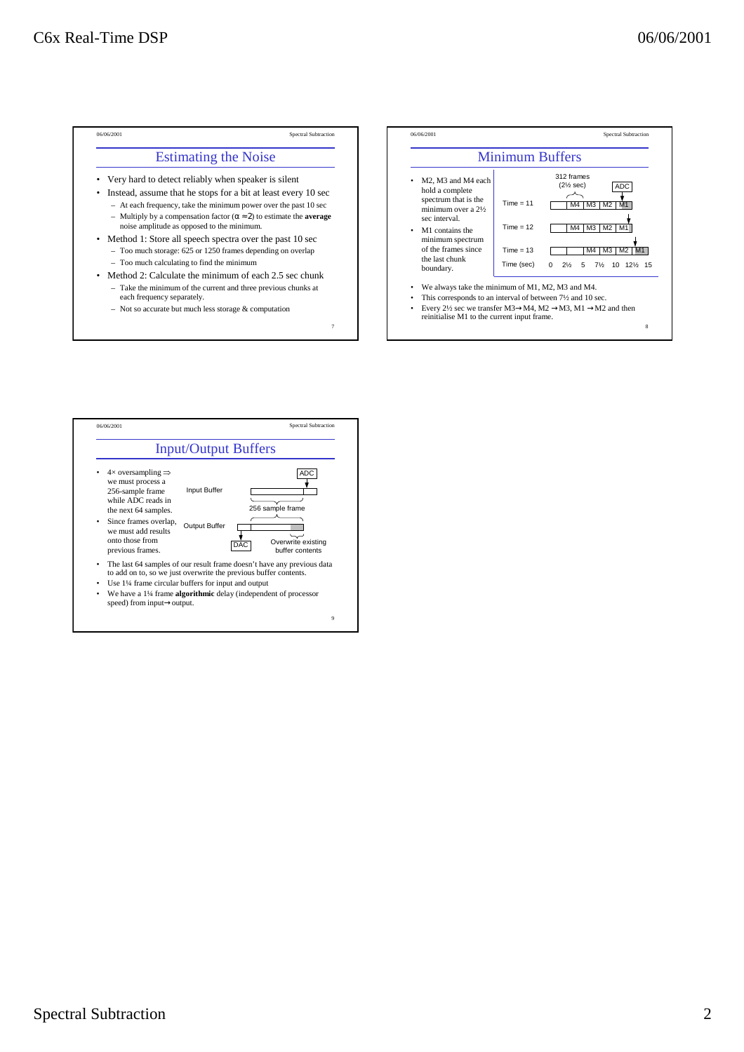## Estimating the Noise

- Very hard to detect reliably when speaker is silent
- Instead, assume that he stops for a bit at least every 10 sec
  - At each frequency, take the minimum power over the past 10 sec
  - Multiply by a compensation factor ($\alpha \approx 2$) to estimate the **average** noise amplitude as opposed to the minimum.
- Method 1: Store all speech spectra over the past 10 sec
  - Too much storage: 625 or 1250 frames depending on overlap
  - Too much calculating to find the minimum
- Method 2: Calculate the minimum of each 2.5 sec chunk
  - Take the minimum of the current and three previous chunks at each frequency separately.
  - Not so accurate but much less storage & computation

## Minimum Buffers

- M2, M3 and M4 each hold a complete spectrum that is the minimum over a 2½ sec interval.
- M1 contains the minimum spectrum of the frames since the last chunk boundary.

312 frames
(2½ sec)
ADC
Time = 11
M4 M3 M2 M1
Time = 12
M4 M3 M2 M1
Time = 13
M4 M3 M2 M1
Time (sec) 0 2½ 5 7½ 10 12½ 15

- We always take the minimum of M1, M2, M3 and M4.
- This corresponds to an interval of between 7½ and 10 sec.
- Every 2½ sec we transfer M3→M4, M2→M3, M1→M2 and then reinitialise M1 to the current input frame.

## Input/Output Buffers

- 4× oversampling ⇒ we must process a 256-sample frame while ADC reads in the next 64 samples.
- Since frames overlap, we must add results onto those from previous frames.

ADC
Input Buffer
256 sample frame
Output Buffer
DAC
Overwrite existing buffer contents

- The last 64 samples of our result frame doesn't have any previous data to add on to, so we just overwrite the previous buffer contents.
- Use 1¼ frame circular buffers for input and output
- We have a 1¼ frame **algorithmic** delay (independent of processor speed) from input→output.